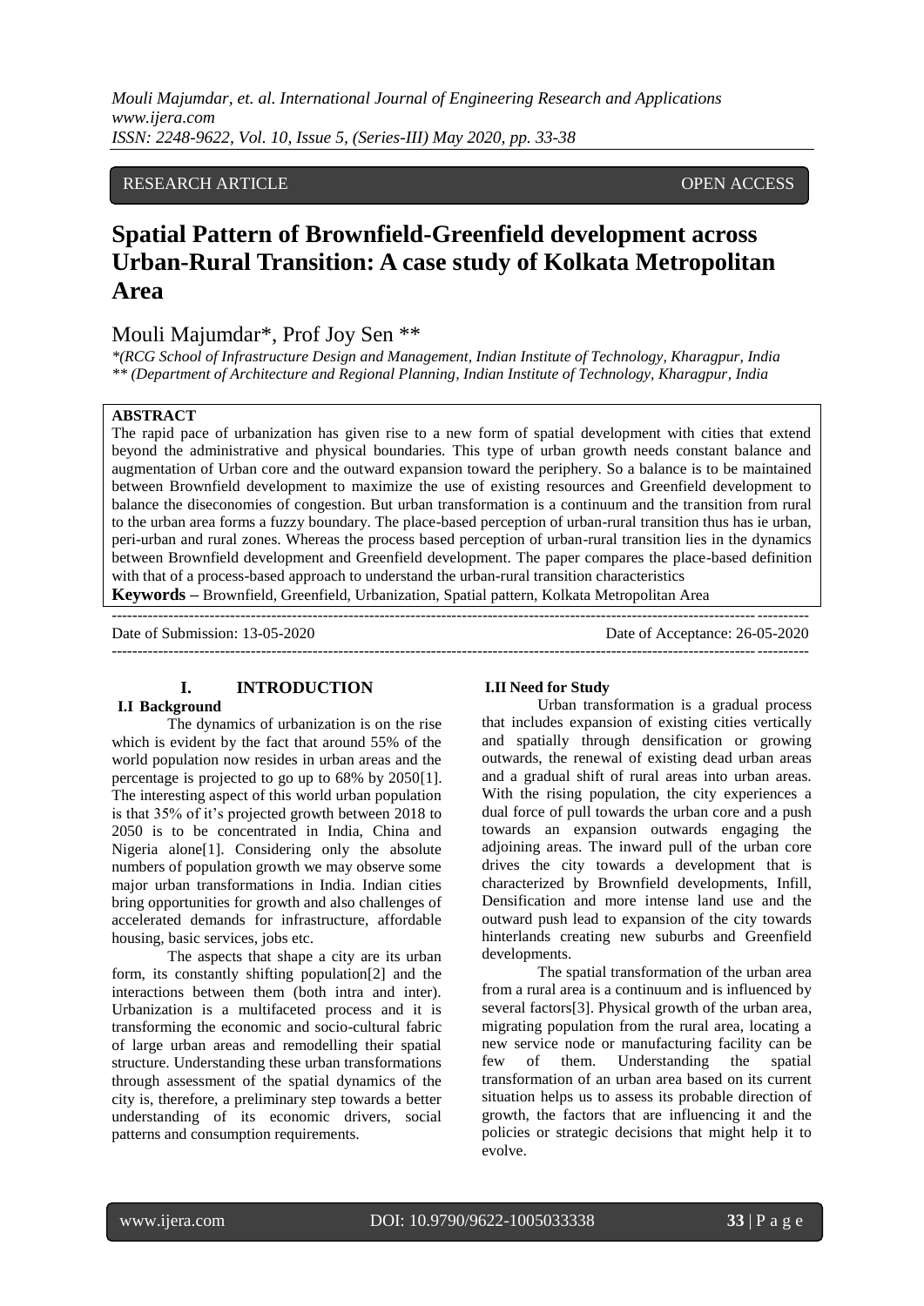RESEARCH ARTICLE OPEN ACCESS

# Spatial Pattern of Brownfield-Greenfield development across Urban-Rural Transition: A case study of Kolkata Metropolitan Area

Mouli Majumdar*, Prof Joy Sen **

*(RCG School of Infrastructure Design and Management, Indian Institute of Technology, Kharagpur, India
** (Department of Architecture and Regional Planning, Indian Institute of Technology, Kharagpur, India

**ABSTRACT**

The rapid pace of urbanization has given rise to a new form of spatial development with cities that extend beyond the administrative and physical boundaries. This type of urban growth needs constant balance and augmentation of Urban core and the outward expansion toward the periphery. So a balance is to be maintained between Brownfield development to maximize the use of existing resources and Greenfield development to balance the diseconomies of congestion. But urban transformation is a continuum and the transition from rural to the urban area forms a fuzzy boundary. The place-based perception of urban-rural transition thus has ie urban, peri-urban and rural zones. Whereas the process based perception of urban-rural transition lies in the dynamics between Brownfield development and Greenfield development. The paper compares the place-based definition with that of a process-based approach to understand the urban-rural transition characteristics

**Keywords –** Brownfield, Greenfield, Urbanization, Spatial pattern, Kolkata Metropolitan Area

Date of Submission: 13-05-2020 Date of Acceptance: 26-05-2020

## I. INTRODUCTION

### I.I Background

The dynamics of urbanization is on the rise which is evident by the fact that around 55% of the world population now resides in urban areas and the percentage is projected to go up to 68% by 2050[1]. The interesting aspect of this world urban population is that 35% of it's projected growth between 2018 to 2050 is to be concentrated in India, China and Nigeria alone[1]. Considering only the absolute numbers of population growth we may observe some major urban transformations in India. Indian cities bring opportunities for growth and also challenges of accelerated demands for infrastructure, affordable housing, basic services, jobs etc.

The aspects that shape a city are its urban form, its constantly shifting population[2] and the interactions between them (both intra and inter). Urbanization is a multifaceted process and it is transforming the economic and socio-cultural fabric of large urban areas and remodelling their spatial structure. Understanding these urban transformations through assessment of the spatial dynamics of the city is, therefore, a preliminary step towards a better understanding of its economic drivers, social patterns and consumption requirements.

### I.II Need for Study

Urban transformation is a gradual process that includes expansion of existing cities vertically and spatially through densification or growing outwards, the renewal of existing dead urban areas and a gradual shift of rural areas into urban areas. With the rising population, the city experiences a dual force of pull towards the urban core and a push towards an expansion outwards engaging the adjoining areas. The inward pull of the urban core drives the city towards a development that is characterized by Brownfield developments, Infill, Densification and more intense land use and the outward push lead to expansion of the city towards hinterlands creating new suburbs and Greenfield developments.

The spatial transformation of the urban area from a rural area is a continuum and is influenced by several factors[3]. Physical growth of the urban area, migrating population from the rural area, locating a new service node or manufacturing facility can be few of them. Understanding the spatial transformation of an urban area based on its current situation helps us to assess its probable direction of growth, the factors that are influencing it and the policies or strategic decisions that might help it to evolve.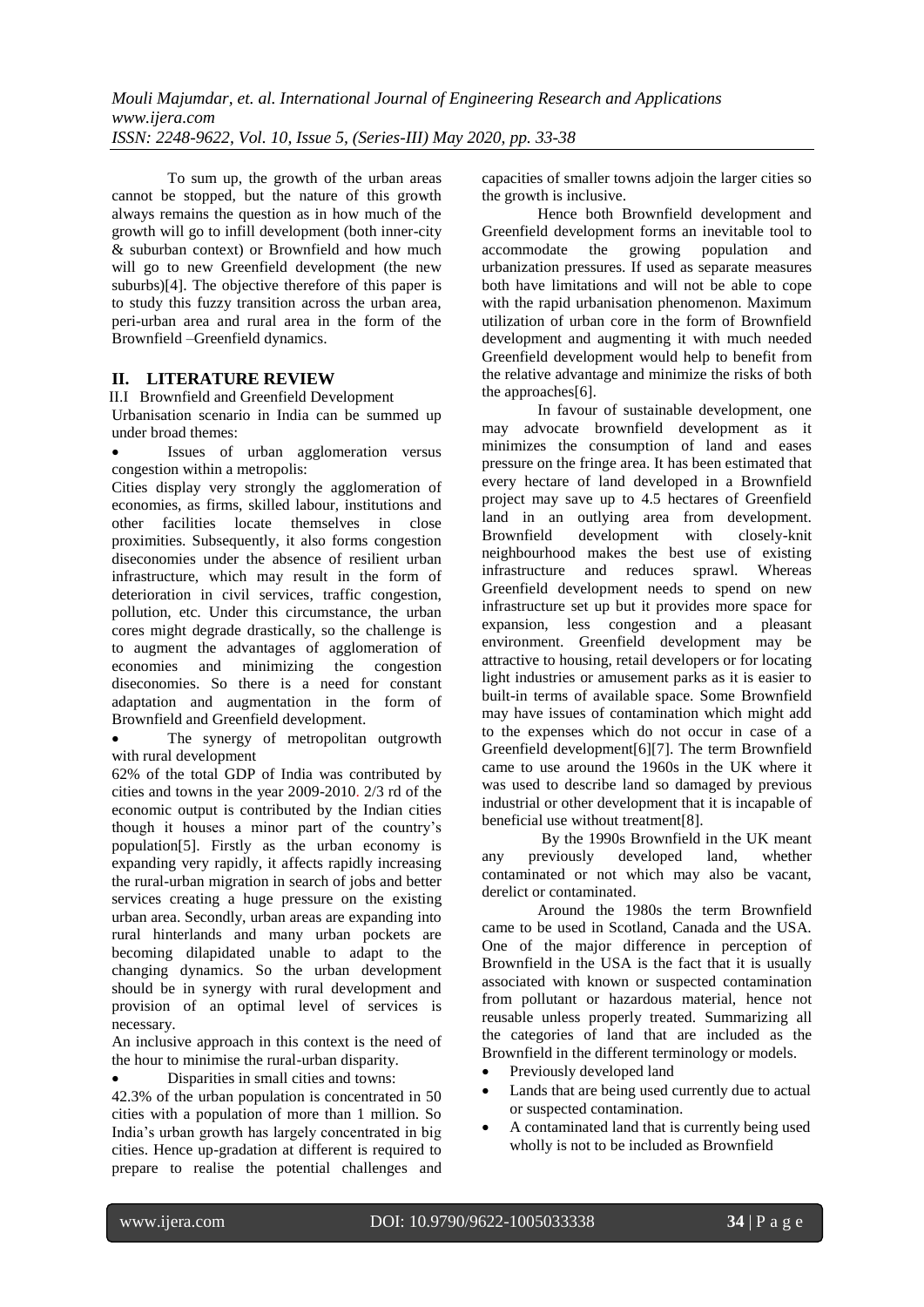To sum up, the growth of the urban areas cannot be stopped, but the nature of this growth always remains the question as in how much of the growth will go to infill development (both inner-city & suburban context) or Brownfield and how much will go to new Greenfield development (the new suburbs)[4]. The objective therefore of this paper is to study this fuzzy transition across the urban area, peri-urban area and rural area in the form of the Brownfield –Greenfield dynamics.

## II. LITERATURE REVIEW

### II.I Brownfield and Greenfield Development

Urbanisation scenario in India can be summed up under broad themes:

- Issues of urban agglomeration versus congestion within a metropolis:

Cities display very strongly the agglomeration of economies, as firms, skilled labour, institutions and other facilities locate themselves in close proximities. Subsequently, it also forms congestion diseconomies under the absence of resilient urban infrastructure, which may result in the form of deterioration in civil services, traffic congestion, pollution, etc. Under this circumstance, the urban cores might degrade drastically, so the challenge is to augment the advantages of agglomeration of economies and minimizing the congestion diseconomies. So there is a need for constant adaptation and augmentation in the form of Brownfield and Greenfield development.

- The synergy of metropolitan outgrowth with rural development

62% of the total GDP of India was contributed by cities and towns in the year 2009-2010. 2/3 rd of the economic output is contributed by the Indian cities though it houses a minor part of the country's population[5]. Firstly as the urban economy is expanding very rapidly, it affects rapidly increasing the rural-urban migration in search of jobs and better services creating a huge pressure on the existing urban area. Secondly, urban areas are expanding into rural hinterlands and many urban pockets are becoming dilapidated unable to adapt to the changing dynamics. So the urban development should be in synergy with rural development and provision of an optimal level of services is necessary.

An inclusive approach in this context is the need of the hour to minimise the rural-urban disparity.

- Disparities in small cities and towns:

42.3% of the urban population is concentrated in 50 cities with a population of more than 1 million. So India's urban growth has largely concentrated in big cities. Hence up-gradation at different is required to prepare to realise the potential challenges and capacities of smaller towns adjoin the larger cities so the growth is inclusive.

Hence both Brownfield development and Greenfield development forms an inevitable tool to accommodate the growing population and urbanization pressures. If used as separate measures both have limitations and will not be able to cope with the rapid urbanisation phenomenon. Maximum utilization of urban core in the form of Brownfield development and augmenting it with much needed Greenfield development would help to benefit from the relative advantage and minimize the risks of both the approaches[6].

In favour of sustainable development, one may advocate brownfield development as it minimizes the consumption of land and eases pressure on the fringe area. It has been estimated that every hectare of land developed in a Brownfield project may save up to 4.5 hectares of Greenfield land in an outlying area from development. Brownfield development with closely-knit neighbourhood makes the best use of existing infrastructure and reduces sprawl. Whereas Greenfield development needs to spend on new infrastructure set up but it provides more space for expansion, less congestion and a pleasant environment. Greenfield development may be attractive to housing, retail developers or for locating light industries or amusement parks as it is easier to built-in terms of available space. Some Brownfield may have issues of contamination which might add to the expenses which do not occur in case of a Greenfield development[6][7]. The term Brownfield came to use around the 1960s in the UK where it was used to describe land so damaged by previous industrial or other development that it is incapable of beneficial use without treatment[8].

By the 1990s Brownfield in the UK meant any previously developed land, whether contaminated or not which may also be vacant, derelict or contaminated.

Around the 1980s the term Brownfield came to be used in Scotland, Canada and the USA. One of the major difference in perception of Brownfield in the USA is the fact that it is usually associated with known or suspected contamination from pollutant or hazardous material, hence not reusable unless properly treated. Summarizing all the categories of land that are included as the Brownfield in the different terminology or models.

- Previously developed land
- Lands that are being used currently due to actual or suspected contamination.
- A contaminated land that is currently being used wholly is not to be included as Brownfield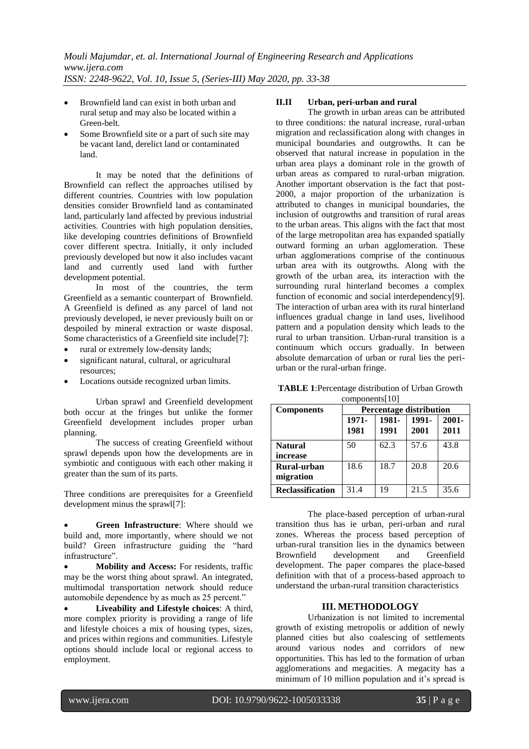- Brownfield land can exist in both urban and rural setup and may also be located within a Green-belt.
- Some Brownfield site or a part of such site may be vacant land, derelict land or contaminated land.

It may be noted that the definitions of Brownfield can reflect the approaches utilised by different countries. Countries with low population densities consider Brownfield land as contaminated land, particularly land affected by previous industrial activities. Countries with high population densities, like developing countries definitions of Brownfield cover different spectra. Initially, it only included previously developed but now it also includes vacant land and currently used land with further development potential.

In most of the countries, the term Greenfield as a semantic counterpart of Brownfield. A Greenfield is defined as any parcel of land not previously developed, ie never previously built on or despoiled by mineral extraction or waste disposal. Some characteristics of a Greenfield site include[7]:

- rural or extremely low-density lands;
- significant natural, cultural, or agricultural resources;
- Locations outside recognized urban limits.

Urban sprawl and Greenfield development both occur at the fringes but unlike the former Greenfield development includes proper urban planning.

The success of creating Greenfield without sprawl depends upon how the developments are in symbiotic and contiguous with each other making it greater than the sum of its parts.

Three conditions are prerequisites for a Greenfield development minus the sprawl[7]:

- **Green Infrastructure**: Where should we build and, more importantly, where should we not build? Green infrastructure guiding the "hard infrastructure".
- **Mobility and Access:** For residents, traffic may be the worst thing about sprawl. An integrated, multimodal transportation network should reduce automobile dependence by as much as 25 percent."
- **Liveability and Lifestyle choices**: A third, more complex priority is providing a range of life and lifestyle choices a mix of housing types, sizes, and prices within regions and communities. Lifestyle options should include local or regional access to employment.

### II.II Urban, peri-urban and rural

The growth in urban areas can be attributed to three conditions: the natural increase, rural-urban migration and reclassification along with changes in municipal boundaries and outgrowths. It can be observed that natural increase in population in the urban area plays a dominant role in the growth of urban areas as compared to rural-urban migration. Another important observation is the fact that post-2000, a major proportion of the urbanization is attributed to changes in municipal boundaries, the inclusion of outgrowths and transition of rural areas to the urban areas. This aligns with the fact that most of the large metropolitan area has expanded spatially outward forming an urban agglomeration. These urban agglomerations comprise of the continuous urban area with its outgrowths. Along with the growth of the urban area, its interaction with the surrounding rural hinterland becomes a complex function of economic and social interdependency[9]. The interaction of urban area with its rural hinterland influences gradual change in land uses, livelihood pattern and a population density which leads to the rural to urban transition. Urban-rural transition is a continuum which occurs gradually. In between absolute demarcation of urban or rural lies the peri-urban or the rural-urban fringe.

**TABLE 1**:Percentage distribution of Urban Growth components[10]

| Components | Percentage distribution | | | |
|---|---|---|---|---|
| | 1971-1981 | 1981-1991 | 1991-2001 | 2001-2011 |
| **Natural increase** | 50 | 62.3 | 57.6 | 43.8 |
| **Rural-urban migration** | 18.6 | 18.7 | 20.8 | 20.6 |
| **Reclassification** | 31.4 | 19 | 21.5 | 35.6 |

The place-based perception of urban-rural transition thus has ie urban, peri-urban and rural zones. Whereas the process based perception of urban-rural transition lies in the dynamics between Brownfield development and Greenfield development. The paper compares the place-based definition with that of a process-based approach to understand the urban-rural transition characteristics

## III. METHODOLOGY

Urbanization is not limited to incremental growth of existing metropolis or addition of newly planned cities but also coalescing of settlements around various nodes and corridors of new opportunities. This has led to the formation of urban agglomerations and megacities. A megacity has a minimum of 10 million population and it's spread is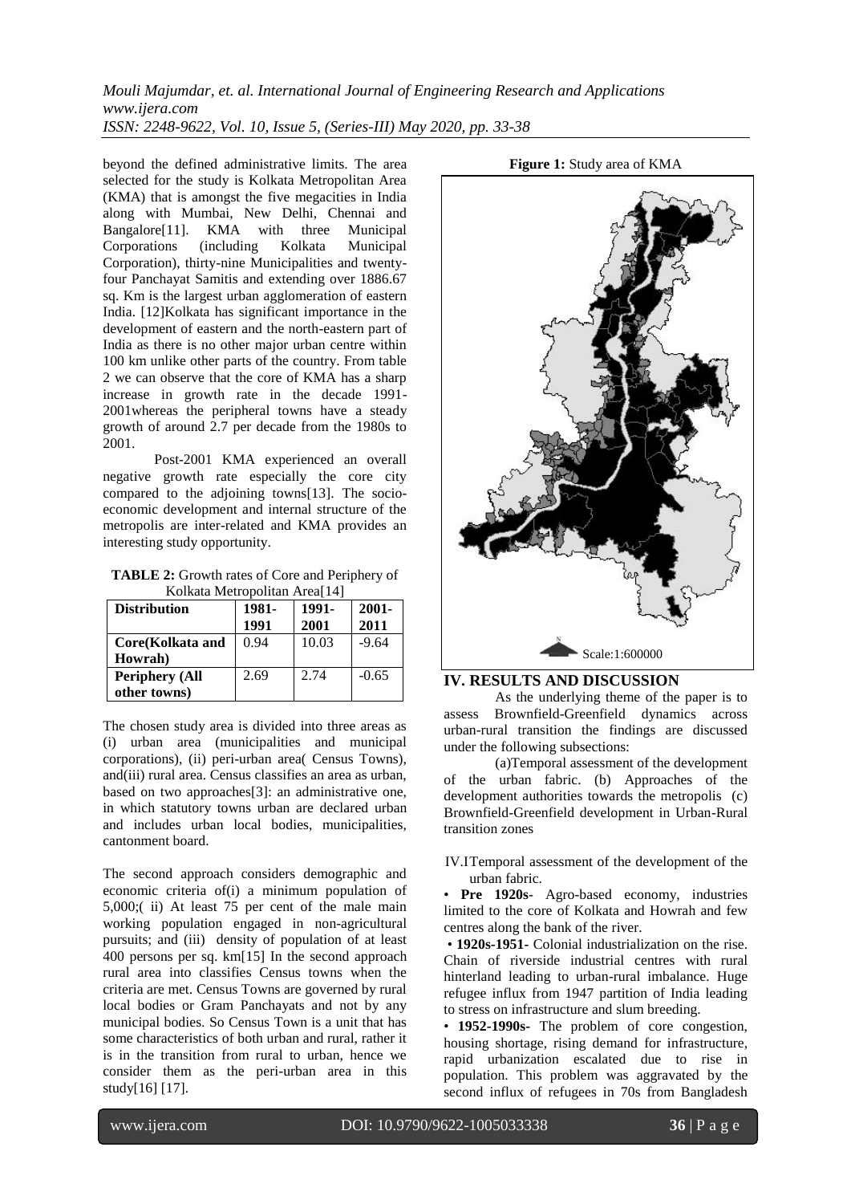beyond the defined administrative limits. The area selected for the study is Kolkata Metropolitan Area (KMA) that is amongst the five megacities in India along with Mumbai, New Delhi, Chennai and Bangalore[11]. KMA with three Municipal Corporations (including Kolkata Municipal Corporation), thirty-nine Municipalities and twenty-four Panchayat Samitis and extending over 1886.67 sq. Km is the largest urban agglomeration of eastern India. [12]Kolkata has significant importance in the development of eastern and the north-eastern part of India as there is no other major urban centre within 100 km unlike other parts of the country. From table 2 we can observe that the core of KMA has a sharp increase in growth rate in the decade 1991-2001whereas the peripheral towns have a steady growth of around 2.7 per decade from the 1980s to 2001.

Post-2001 KMA experienced an overall negative growth rate especially the core city compared to the adjoining towns[13]. The socio-economic development and internal structure of the metropolis are inter-related and KMA provides an interesting study opportunity.

**TABLE 2:** Growth rates of Core and Periphery of Kolkata Metropolitan Area[14]

| Distribution | 1981-1991 | 1991-2001 | 2001-2011 |
|---|---|---|---|
| **Core(Kolkata and Howrah)** | 0.94 | 10.03 | -9.64 |
| **Periphery (All other towns)** | 2.69 | 2.74 | -0.65 |

The chosen study area is divided into three areas as (i) urban area (municipalities and municipal corporations), (ii) peri-urban area( Census Towns), and(iii) rural area. Census classifies an area as urban, based on two approaches[3]: an administrative one, in which statutory towns urban are declared urban and includes urban local bodies, municipalities, cantonment board.

The second approach considers demographic and economic criteria of(i) a minimum population of 5,000;( ii) At least 75 per cent of the male main working population engaged in non-agricultural pursuits; and (iii) density of population of at least 400 persons per sq. km[15] In the second approach rural area into classifies Census towns when the criteria are met. Census Towns are governed by rural local bodies or Gram Panchayats and not by any municipal bodies. So Census Town is a unit that has some characteristics of both urban and rural, rather it is in the transition from rural to urban, hence we consider them as the peri-urban area in this study[16] [17].

**Figure 1:** Study area of KMA

Scale:1:600000

## IV. RESULTS AND DISCUSSION

As the underlying theme of the paper is to assess Brownfield-Greenfield dynamics across urban-rural transition the findings are discussed under the following subsections:

(a)Temporal assessment of the development of the urban fabric. (b) Approaches of the development authorities towards the metropolis (c) Brownfield-Greenfield development in Urban-Rural transition zones

### IV.ITemporal assessment of the development of the urban fabric.

- **Pre 1920s**- Agro-based economy, industries limited to the core of Kolkata and Howrah and few centres along the bank of the river.
- **1920s-1951-** Colonial industrialization on the rise. Chain of riverside industrial centres with rural hinterland leading to urban-rural imbalance. Huge refugee influx from 1947 partition of India leading to stress on infrastructure and slum breeding.
- **1952-1990s-** The problem of core congestion, housing shortage, rising demand for infrastructure, rapid urbanization escalated due to rise in population. This problem was aggravated by the second influx of refugees in 70s from Bangladesh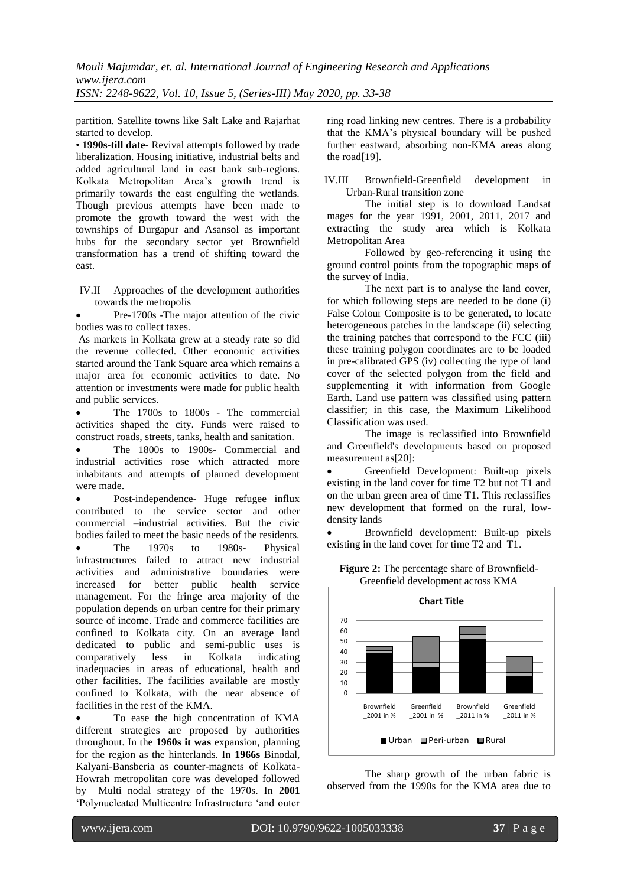partition. Satellite towns like Salt Lake and Rajarhat started to develop.

• **1990s-till date-** Revival attempts followed by trade liberalization. Housing initiative, industrial belts and added agricultural land in east bank sub-regions. Kolkata Metropolitan Area's growth trend is primarily towards the east engulfing the wetlands. Though previous attempts have been made to promote the growth toward the west with the townships of Durgapur and Asansol as important hubs for the secondary sector yet Brownfield transformation has a trend of shifting toward the east.

IV.II Approaches of the development authorities towards the metropolis

- Pre-1700s -The major attention of the civic bodies was to collect taxes.

As markets in Kolkata grew at a steady rate so did the revenue collected. Other economic activities started around the Tank Square area which remains a major area for economic activities to date. No attention or investments were made for public health and public services.

- The 1700s to 1800s - The commercial activities shaped the city. Funds were raised to construct roads, streets, tanks, health and sanitation.
- The 1800s to 1900s- Commercial and industrial activities rose which attracted more inhabitants and attempts of planned development were made.
- Post-independence- Huge refugee influx contributed to the service sector and other commercial –industrial activities. But the civic bodies failed to meet the basic needs of the residents.
- The 1970s to 1980s- Physical infrastructures failed to attract new industrial activities and administrative boundaries were increased for better public health service management. For the fringe area majority of the population depends on urban centre for their primary source of income. Trade and commerce facilities are confined to Kolkata city. On an average land dedicated to public and semi-public uses is comparatively less in Kolkata indicating inadequacies in areas of educational, health and other facilities. The facilities available are mostly confined to Kolkata, with the near absence of facilities in the rest of the KMA.
- To ease the high concentration of KMA different strategies are proposed by authorities throughout. In the **1960s it was** expansion, planning for the region as the hinterlands. In **1966s** Binodal, Kalyani-Bansberia as counter-magnets of Kolkata-Howrah metropolitan core was developed followed by Multi nodal strategy of the 1970s. In **2001** 'Polynucleated Multicentre Infrastructure 'and outer ring road linking new centres. There is a probability that the KMA's physical boundary will be pushed further eastward, absorbing non-KMA areas along the road[19].

IV.III Brownfield-Greenfield development in Urban-Rural transition zone

The initial step is to download Landsat mages for the year 1991, 2001, 2011, 2017 and extracting the study area which is Kolkata Metropolitan Area

Followed by geo-referencing it using the ground control points from the topographic maps of the survey of India.

The next part is to analyse the land cover, for which following steps are needed to be done (i) False Colour Composite is to be generated, to locate heterogeneous patches in the landscape (ii) selecting the training patches that correspond to the FCC (iii) these training polygon coordinates are to be loaded in pre-calibrated GPS (iv) collecting the type of land cover of the selected polygon from the field and supplementing it with information from Google Earth. Land use pattern was classified using pattern classifier; in this case, the Maximum Likelihood Classification was used.

The image is reclassified into Brownfield and Greenfield's developments based on proposed measurement as[20]:

- Greenfield Development: Built-up pixels existing in the land cover for time T2 but not T1 and on the urban green area of time T1. This reclassifies new development that formed on the rural, low-density lands
- Brownfield development: Built-up pixels existing in the land cover for time T2 and T1.

**Figure 2:** The percentage share of Brownfield-Greenfield development across KMA

The sharp growth of the urban fabric is observed from the 1990s for the KMA area due to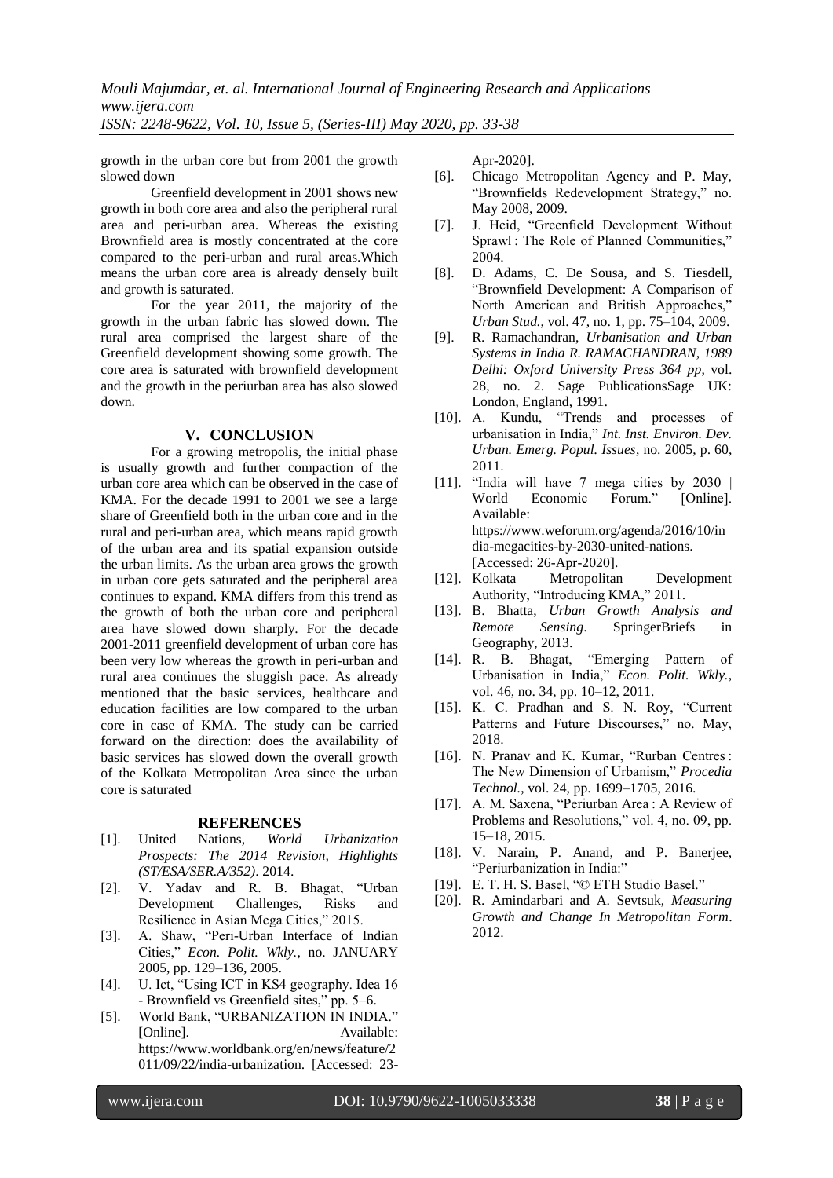growth in the urban core but from 2001 the growth slowed down

Greenfield development in 2001 shows new growth in both core area and also the peripheral rural area and peri-urban area. Whereas the existing Brownfield area is mostly concentrated at the core compared to the peri-urban and rural areas.Which means the urban core area is already densely built and growth is saturated.

For the year 2011, the majority of the growth in the urban fabric has slowed down. The rural area comprised the largest share of the Greenfield development showing some growth. The core area is saturated with brownfield development and the growth in the periurban area has also slowed down.

## V. CONCLUSION

For a growing metropolis, the initial phase is usually growth and further compaction of the urban core area which can be observed in the case of KMA. For the decade 1991 to 2001 we see a large share of Greenfield both in the urban core and in the rural and peri-urban area, which means rapid growth of the urban area and its spatial expansion outside the urban limits. As the urban area grows the growth in urban core gets saturated and the peripheral area continues to expand. KMA differs from this trend as the growth of both the urban core and peripheral area have slowed down sharply. For the decade 2001-2011 greenfield development of urban core has been very low whereas the growth in peri-urban and rural area continues the sluggish pace. As already mentioned that the basic services, healthcare and education facilities are low compared to the urban core in case of KMA. The study can be carried forward on the direction: does the availability of basic services has slowed down the overall growth of the Kolkata Metropolitan Area since the urban core is saturated

## REFERENCES

- [1]. United Nations, *World Urbanization Prospects: The 2014 Revision, Highlights (ST/ESA/SER.A/352)*. 2014.
- [2]. V. Yadav and R. B. Bhagat, "Urban Development Challenges, Risks and Resilience in Asian Mega Cities," 2015.
- [3]. A. Shaw, "Peri-Urban Interface of Indian Cities," *Econ. Polit. Wkly.*, no. JANUARY 2005, pp. 129–136, 2005.
- [4]. U. Ict, "Using ICT in KS4 geography. Idea 16 - Brownfield vs Greenfield sites," pp. 5–6.
- [5]. World Bank, "URBANIZATION IN INDIA." [Online]. Available: https://www.worldbank.org/en/news/feature/2011/09/22/india-urbanization. [Accessed: 23-Apr-2020].
- [6]. Chicago Metropolitan Agency and P. May, "Brownfields Redevelopment Strategy," no. May 2008, 2009.
- [7]. J. Heid, "Greenfield Development Without Sprawl : The Role of Planned Communities," 2004.
- [8]. D. Adams, C. De Sousa, and S. Tiesdell, "Brownfield Development: A Comparison of North American and British Approaches," *Urban Stud.*, vol. 47, no. 1, pp. 75–104, 2009.
- [9]. R. Ramachandran, *Urbanisation and Urban Systems in India R. RAMACHANDRAN, 1989 Delhi: Oxford University Press 364 pp*, vol. 28, no. 2. Sage PublicationsSage UK: London, England, 1991.
- [10]. A. Kundu, "Trends and processes of urbanisation in India," *Int. Inst. Environ. Dev. Urban. Emerg. Popul. Issues*, no. 2005, p. 60, 2011.
- [11]. "India will have 7 mega cities by 2030 | World Economic Forum." [Online]. Available: https://www.weforum.org/agenda/2016/10/india-megacities-by-2030-united-nations. [Accessed: 26-Apr-2020].
- [12]. Kolkata Metropolitan Development Authority, "Introducing KMA," 2011.
- [13]. B. Bhatta, *Urban Growth Analysis and Remote Sensing*. SpringerBriefs in Geography, 2013.
- [14]. R. B. Bhagat, "Emerging Pattern of Urbanisation in India," *Econ. Polit. Wkly.*, vol. 46, no. 34, pp. 10–12, 2011.
- [15]. K. C. Pradhan and S. N. Roy, "Current Patterns and Future Discourses," no. May, 2018.
- [16]. N. Pranav and K. Kumar, "Rurban Centres : The New Dimension of Urbanism," *Procedia Technol.*, vol. 24, pp. 1699–1705, 2016.
- [17]. A. M. Saxena, "Periurban Area : A Review of Problems and Resolutions," vol. 4, no. 09, pp. 15–18, 2015.
- [18]. V. Narain, P. Anand, and P. Banerjee, "Periurbanization in India:"
- [19]. E. T. H. S. Basel, "© ETH Studio Basel."
- [20]. R. Amindarbari and A. Sevtsuk, *Measuring Growth and Change In Metropolitan Form*. 2012.